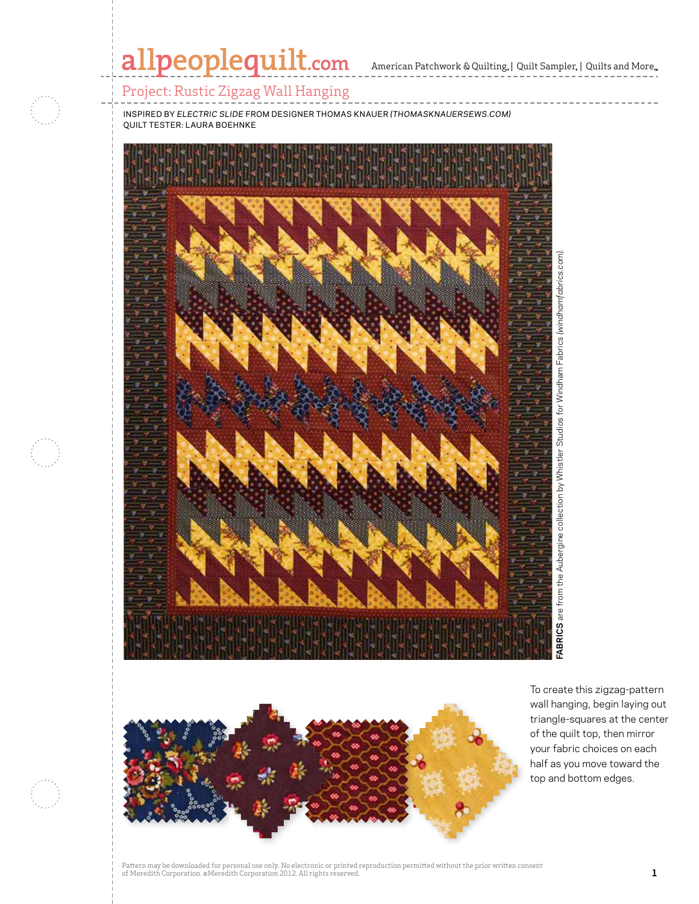# Project: Rustic Zigzag Wall Hanging

INSPIRED BY *ELECTRIC SLIDE* FROM DESIGNER THOMAS KNAUER (*THOMASKNAUERSEWS.COM*)
QUILT TESTER: LAURA BOEHNKE

**FABRICS** are from the Aubergine collection by Whistler Studios for Windham Fabrics (*windhamfabrics.com*).

To create this zigzag-pattern wall hanging, begin laying out triangle-squares at the center of the quilt top, then mirror your fabric choices on each half as you move toward the top and bottom edges.

Pattern may be downloaded for personal use only. No electronic or printed reproduction permitted without the prior written consent of Meredith Corporation. ©Meredith Corporation 2012. All rights reserved.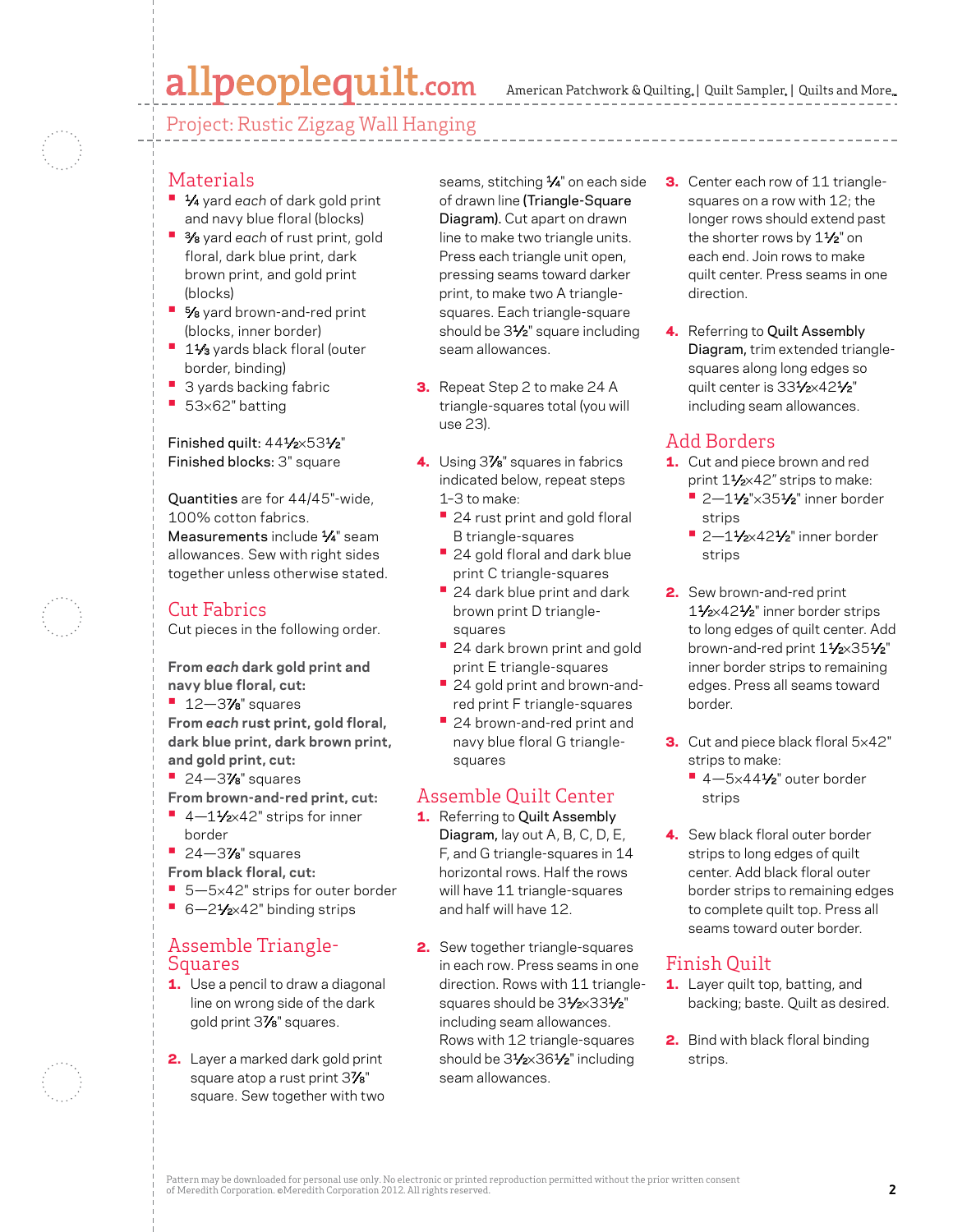## Project: Rustic Zigzag Wall Hanging

### Materials

- ¼ yard *each* of dark gold print and navy blue floral (blocks)
- ⅜ yard *each* of rust print, gold floral, dark blue print, dark brown print, and gold print (blocks)
- ⅝ yard brown-and-red print (blocks, inner border)
- 1⅓ yards black floral (outer border, binding)
- 3 yards backing fabric
- 53×62" batting

Finished quilt: 44½×53½"
Finished blocks: 3" square

Quantities are for 44/45"-wide, 100% cotton fabrics.
Measurements include ¼" seam allowances. Sew with right sides together unless otherwise stated.

### Cut Fabrics

Cut pieces in the following order.

**From *each* dark gold print and navy blue floral, cut:**
- 12—3⅞" squares

**From *each* rust print, gold floral, dark blue print, dark brown print, and gold print, cut:**
- 24—3⅞" squares

**From brown-and-red print, cut:**
- 4—1½×42" strips for inner border
- 24—3⅞" squares

**From black floral, cut:**
- 5—5×42" strips for outer border
- 6—2½×42" binding strips

### Assemble Triangle-Squares

1. Use a pencil to draw a diagonal line on wrong side of the dark gold print 3⅞" squares.
2. Layer a marked dark gold print square atop a rust print 3⅞" square. Sew together with two seams, stitching ¼" on each side of drawn line (Triangle-Square Diagram). Cut apart on drawn line to make two triangle units. Press each triangle unit open, pressing seams toward darker print, to make two A triangle-squares. Each triangle-square should be 3½" square including seam allowances.
3. Repeat Step 2 to make 24 A triangle-squares total (you will use 23).
4. Using 3⅞" squares in fabrics indicated below, repeat steps 1–3 to make:
   - 24 rust print and gold floral B triangle-squares
   - 24 gold floral and dark blue print C triangle-squares
   - 24 dark blue print and dark brown print D triangle-squares
   - 24 dark brown print and gold print E triangle-squares
   - 24 gold print and brown-and-red print F triangle-squares
   - 24 brown-and-red print and navy blue floral G triangle-squares

### Assemble Quilt Center

1. Referring to Quilt Assembly Diagram, lay out A, B, C, D, E, F, and G triangle-squares in 14 horizontal rows. Half the rows will have 11 triangle-squares and half will have 12.
2. Sew together triangle-squares in each row. Press seams in one direction. Rows with 11 triangle-squares should be 3½×33½" including seam allowances. Rows with 12 triangle-squares should be 3½×36½" including seam allowances.
3. Center each row of 11 triangle-squares on a row with 12; the longer rows should extend past the shorter rows by 1½" on each end. Join rows to make quilt center. Press seams in one direction.
4. Referring to Quilt Assembly Diagram, trim extended triangle-squares along long edges so quilt center is 33½×42½" including seam allowances.

### Add Borders

1. Cut and piece brown and red print 1½×42" strips to make:
   - 2—1½"×35½" inner border strips
   - 2—1½×42½" inner border strips
2. Sew brown-and-red print 1½×42½" inner border strips to long edges of quilt center. Add brown-and-red print 1½×35½" inner border strips to remaining edges. Press all seams toward border.
3. Cut and piece black floral 5×42" strips to make:
   - 4—5×44½" outer border strips
4. Sew black floral outer border strips to long edges of quilt center. Add black floral outer border strips to remaining edges to complete quilt top. Press all seams toward outer border.

### Finish Quilt

1. Layer quilt top, batting, and backing; baste. Quilt as desired.
2. Bind with black floral binding strips.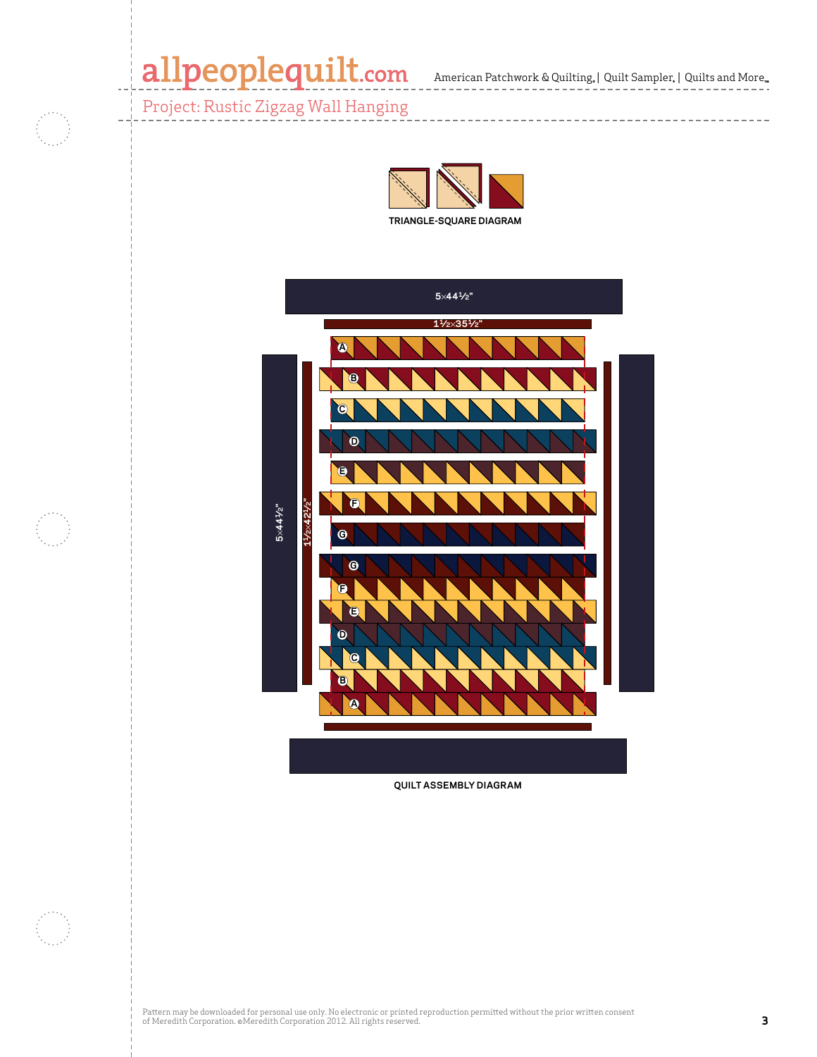Project: Rustic Zigzag Wall Hanging

TRIANGLE-SQUARE DIAGRAM

5×44½"

1½×35½"

A
B
C
D
E
F
G
G
F
E
D
C
B
A

5×44½"

1½×42½"

QUILT ASSEMBLY DIAGRAM

Pattern may be downloaded for personal use only. No electronic or printed reproduction permitted without the prior written consent of Meredith Corporation. ©Meredith Corporation 2012. All rights reserved.